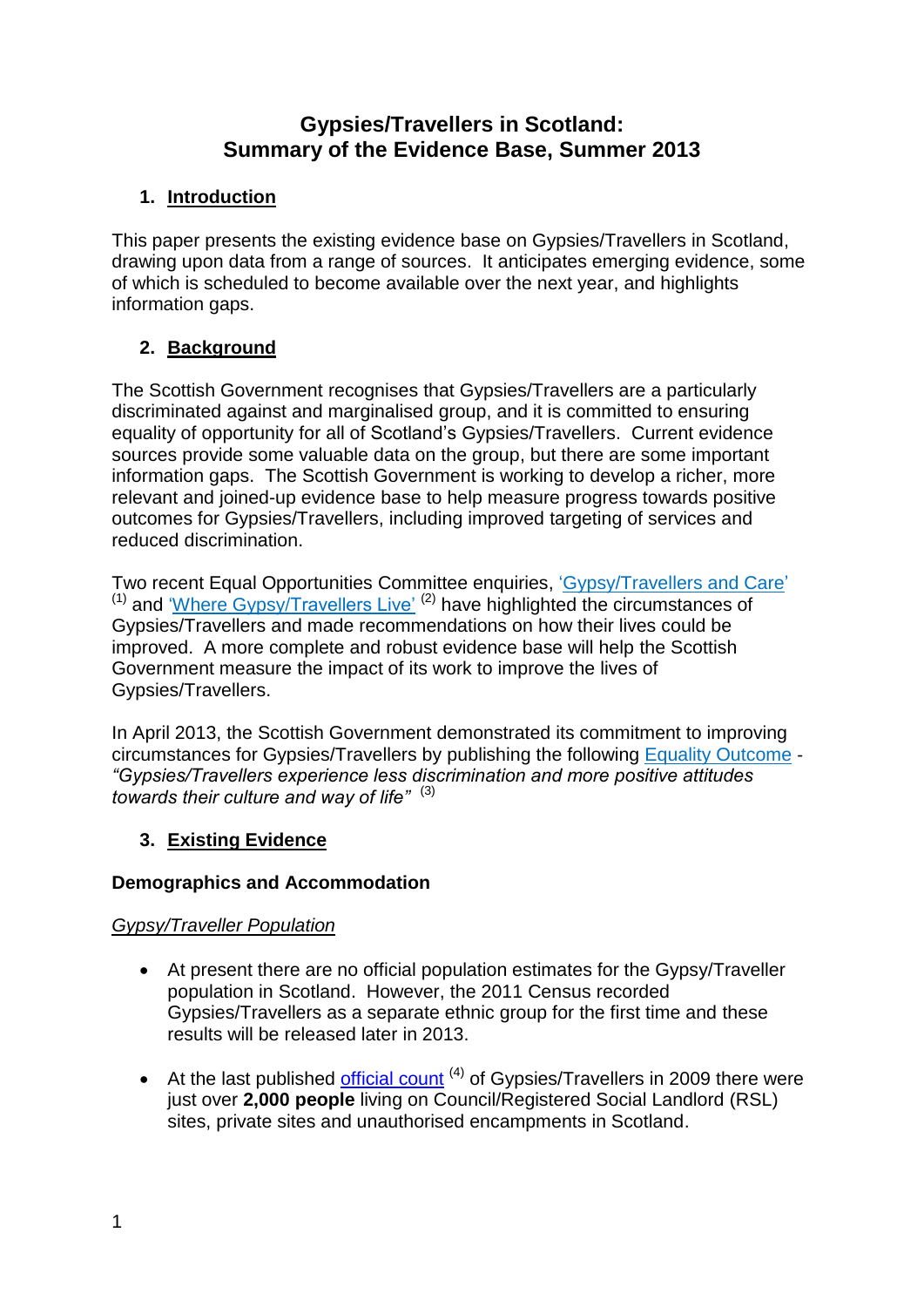# Gypsies/Travellers in Scotland: Summary of the Evidence Base, Summer 2013

## 1. Introduction

This paper presents the existing evidence base on Gypsies/Travellers in Scotland, drawing upon data from a range of sources. It anticipates emerging evidence, some of which is scheduled to become available over the next year, and highlights information gaps.

## 2. Background

The Scottish Government recognises that Gypsies/Travellers are a particularly discriminated against and marginalised group, and it is committed to ensuring equality of opportunity for all of Scotland's Gypsies/Travellers. Current evidence sources provide some valuable data on the group, but there are some important information gaps. The Scottish Government is working to develop a richer, more relevant and joined-up evidence base to help measure progress towards positive outcomes for Gypsies/Travellers, including improved targeting of services and reduced discrimination.

Two recent Equal Opportunities Committee enquiries, 'Gypsy/Travellers and Care' [(1)] and 'Where Gypsy/Travellers Live' [(2)] have highlighted the circumstances of Gypsies/Travellers and made recommendations on how their lives could be improved. A more complete and robust evidence base will help the Scottish Government measure the impact of its work to improve the lives of Gypsies/Travellers.

In April 2013, the Scottish Government demonstrated its commitment to improving circumstances for Gypsies/Travellers by publishing the following Equality Outcome - *"Gypsies/Travellers experience less discrimination and more positive attitudes towards their culture and way of life"* [(3)]

## 3. Existing Evidence

### Demographics and Accommodation

*Gypsy/Traveller Population*

- At present there are no official population estimates for the Gypsy/Traveller population in Scotland. However, the 2011 Census recorded Gypsies/Travellers as a separate ethnic group for the first time and these results will be released later in 2013.

- At the last published official count [(4)] of Gypsies/Travellers in 2009 there were just over **2,000 people** living on Council/Registered Social Landlord (RSL) sites, private sites and unauthorised encampments in Scotland.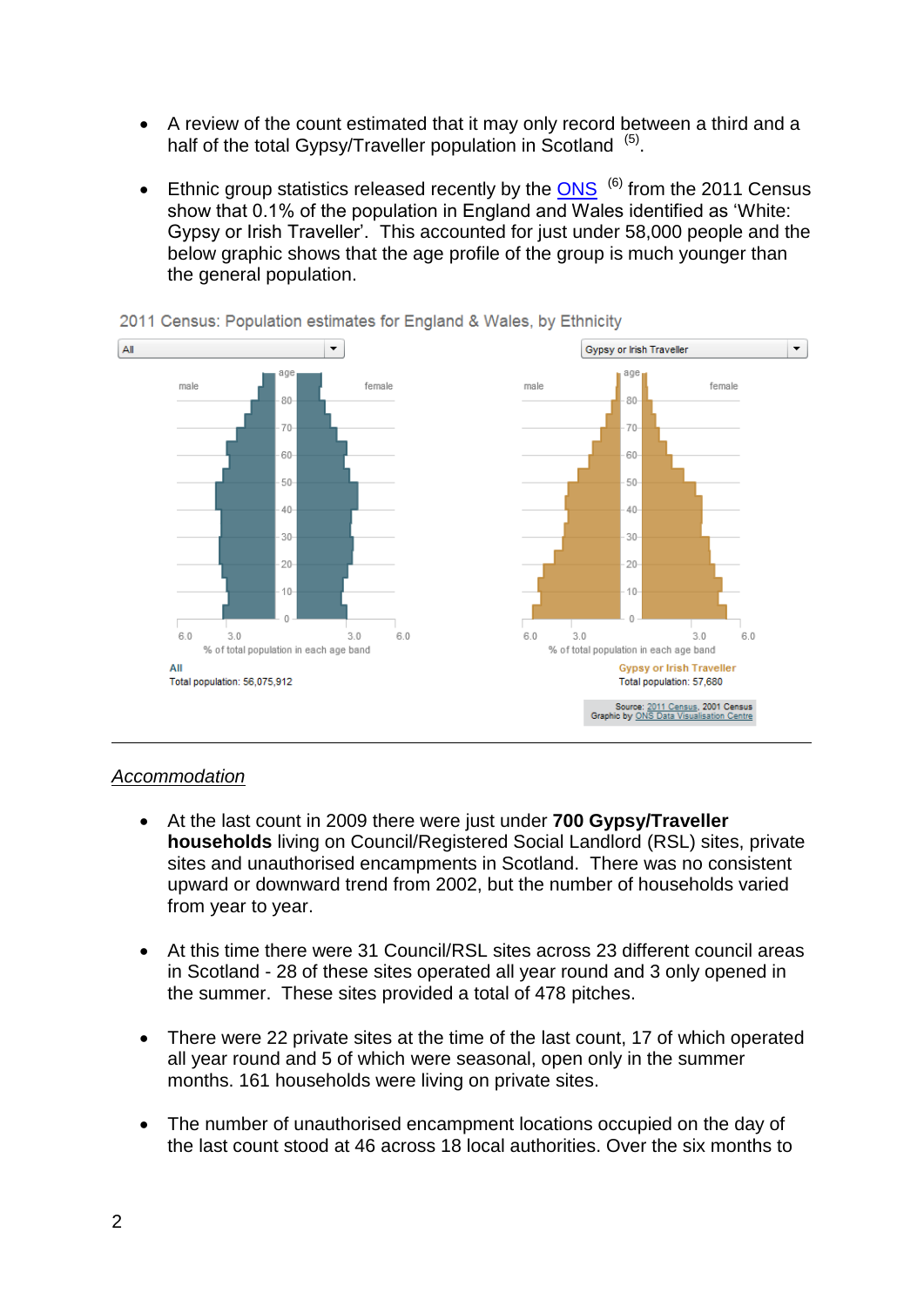- A review of the count estimated that it may only record between a third and a half of the total Gypsy/Traveller population in Scotland [5].

- Ethnic group statistics released recently by the ONS [6] from the 2011 Census show that 0.1% of the population in England and Wales identified as 'White: Gypsy or Irish Traveller'. This accounted for just under 58,000 people and the below graphic shows that the age profile of the group is much younger than the general population.

2011 Census: Population estimates for England & Wales, by Ethnicity

All

male
female
age
80
70
60
50
40
30
20
10
0
6.0 3.0 3.0 6.0
% of total population in each age band

All
Total population: 56,075,912

Gypsy or Irish Traveller

male
female
age
80
70
60
50
40
30
20
10
0
6.0 3.0 3.0 6.0
% of total population in each age band

Gypsy or Irish Traveller
Total population: 57,680

Source: 2011 Census, 2001 Census
Graphic by ONS Data Visualisation Centre

---

*Accommodation*

- At the last count in 2009 there were just under **700 Gypsy/Traveller households** living on Council/Registered Social Landlord (RSL) sites, private sites and unauthorised encampments in Scotland. There was no consistent upward or downward trend from 2002, but the number of households varied from year to year.

- At this time there were 31 Council/RSL sites across 23 different council areas in Scotland - 28 of these sites operated all year round and 3 only opened in the summer. These sites provided a total of 478 pitches.

- There were 22 private sites at the time of the last count, 17 of which operated all year round and 5 of which were seasonal, open only in the summer months. 161 households were living on private sites.

- The number of unauthorised encampment locations occupied on the day of the last count stood at 46 across 18 local authorities. Over the six months to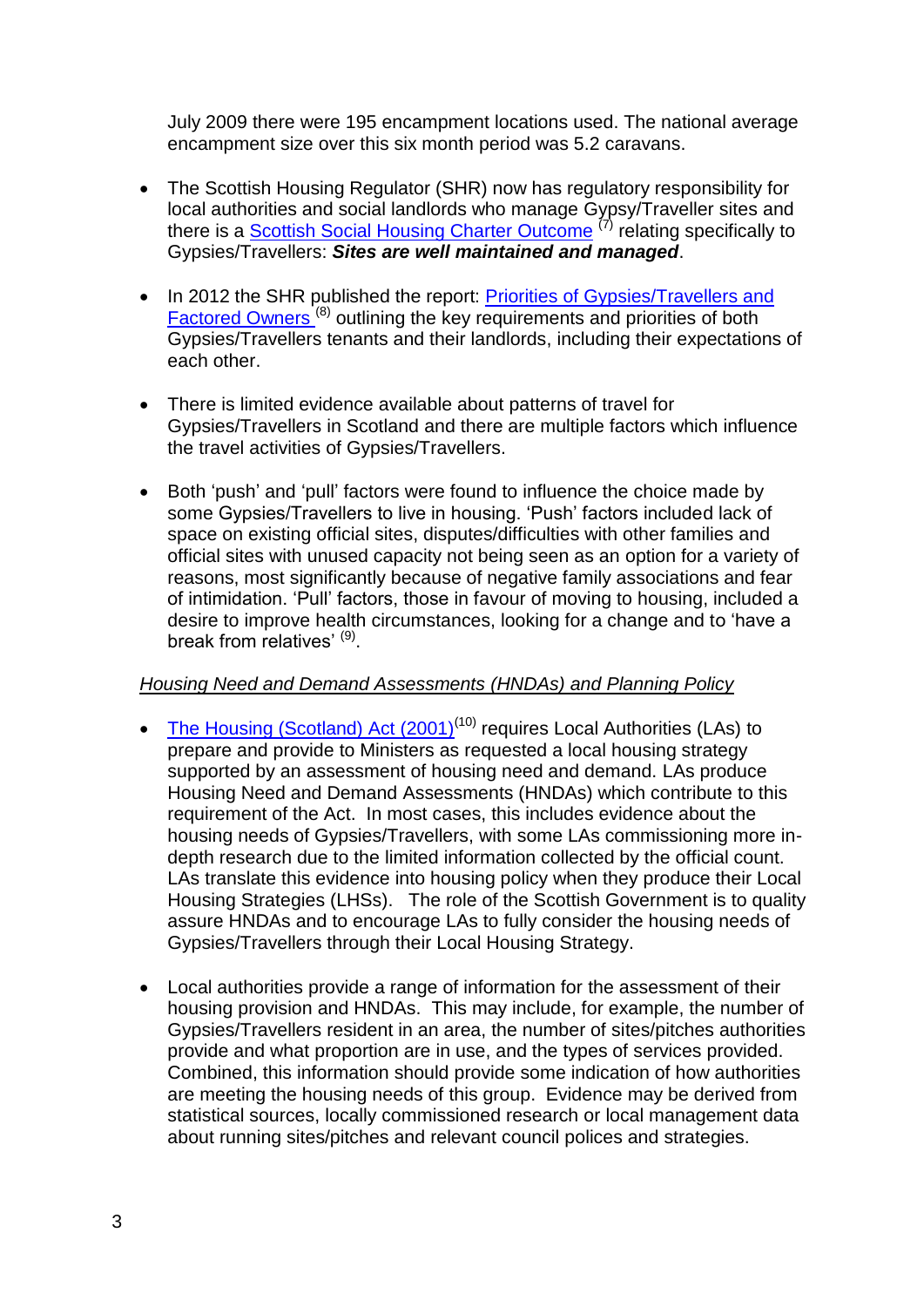July 2009 there were 195 encampment locations used. The national average encampment size over this six month period was 5.2 caravans.

- The Scottish Housing Regulator (SHR) now has regulatory responsibility for local authorities and social landlords who manage Gypsy/Traveller sites and there is a Scottish Social Housing Charter Outcome [7] relating specifically to Gypsies/Travellers: ***Sites are well maintained and managed***.

- In 2012 the SHR published the report: Priorities of Gypsies/Travellers and Factored Owners [8] outlining the key requirements and priorities of both Gypsies/Travellers tenants and their landlords, including their expectations of each other.

- There is limited evidence available about patterns of travel for Gypsies/Travellers in Scotland and there are multiple factors which influence the travel activities of Gypsies/Travellers.

- Both 'push' and 'pull' factors were found to influence the choice made by some Gypsies/Travellers to live in housing. 'Push' factors included lack of space on existing official sites, disputes/difficulties with other families and official sites with unused capacity not being seen as an option for a variety of reasons, most significantly because of negative family associations and fear of intimidation. 'Pull' factors, those in favour of moving to housing, included a desire to improve health circumstances, looking for a change and to 'have a break from relatives' [9].

*Housing Need and Demand Assessments (HNDAs) and Planning Policy*

- The Housing (Scotland) Act (2001)[10] requires Local Authorities (LAs) to prepare and provide to Ministers as requested a local housing strategy supported by an assessment of housing need and demand. LAs produce Housing Need and Demand Assessments (HNDAs) which contribute to this requirement of the Act. In most cases, this includes evidence about the housing needs of Gypsies/Travellers, with some LAs commissioning more in-depth research due to the limited information collected by the official count. LAs translate this evidence into housing policy when they produce their Local Housing Strategies (LHSs). The role of the Scottish Government is to quality assure HNDAs and to encourage LAs to fully consider the housing needs of Gypsies/Travellers through their Local Housing Strategy.

- Local authorities provide a range of information for the assessment of their housing provision and HNDAs. This may include, for example, the number of Gypsies/Travellers resident in an area, the number of sites/pitches authorities provide and what proportion are in use, and the types of services provided. Combined, this information should provide some indication of how authorities are meeting the housing needs of this group. Evidence may be derived from statistical sources, locally commissioned research or local management data about running sites/pitches and relevant council polices and strategies.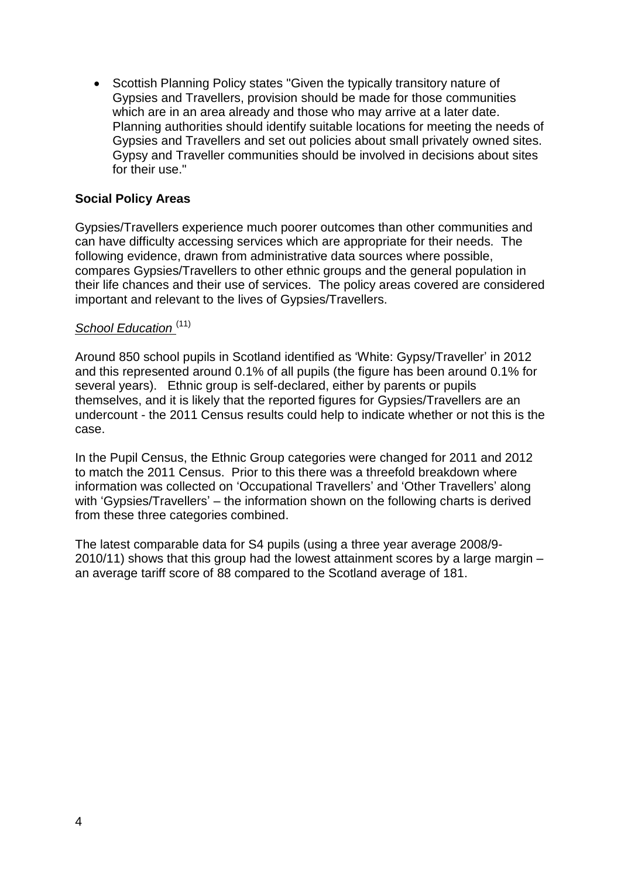- Scottish Planning Policy states "Given the typically transitory nature of Gypsies and Travellers, provision should be made for those communities which are in an area already and those who may arrive at a later date. Planning authorities should identify suitable locations for meeting the needs of Gypsies and Travellers and set out policies about small privately owned sites. Gypsy and Traveller communities should be involved in decisions about sites for their use."

## Social Policy Areas

Gypsies/Travellers experience much poorer outcomes than other communities and can have difficulty accessing services which are appropriate for their needs. The following evidence, drawn from administrative data sources where possible, compares Gypsies/Travellers to other ethnic groups and the general population in their life chances and their use of services. The policy areas covered are considered important and relevant to the lives of Gypsies/Travellers.

### *School Education* [11]

Around 850 school pupils in Scotland identified as 'White: Gypsy/Traveller' in 2012 and this represented around 0.1% of all pupils (the figure has been around 0.1% for several years). Ethnic group is self-declared, either by parents or pupils themselves, and it is likely that the reported figures for Gypsies/Travellers are an undercount - the 2011 Census results could help to indicate whether or not this is the case.

In the Pupil Census, the Ethnic Group categories were changed for 2011 and 2012 to match the 2011 Census. Prior to this there was a threefold breakdown where information was collected on 'Occupational Travellers' and 'Other Travellers' along with 'Gypsies/Travellers' – the information shown on the following charts is derived from these three categories combined.

The latest comparable data for S4 pupils (using a three year average 2008/9-2010/11) shows that this group had the lowest attainment scores by a large margin – an average tariff score of 88 compared to the Scotland average of 181.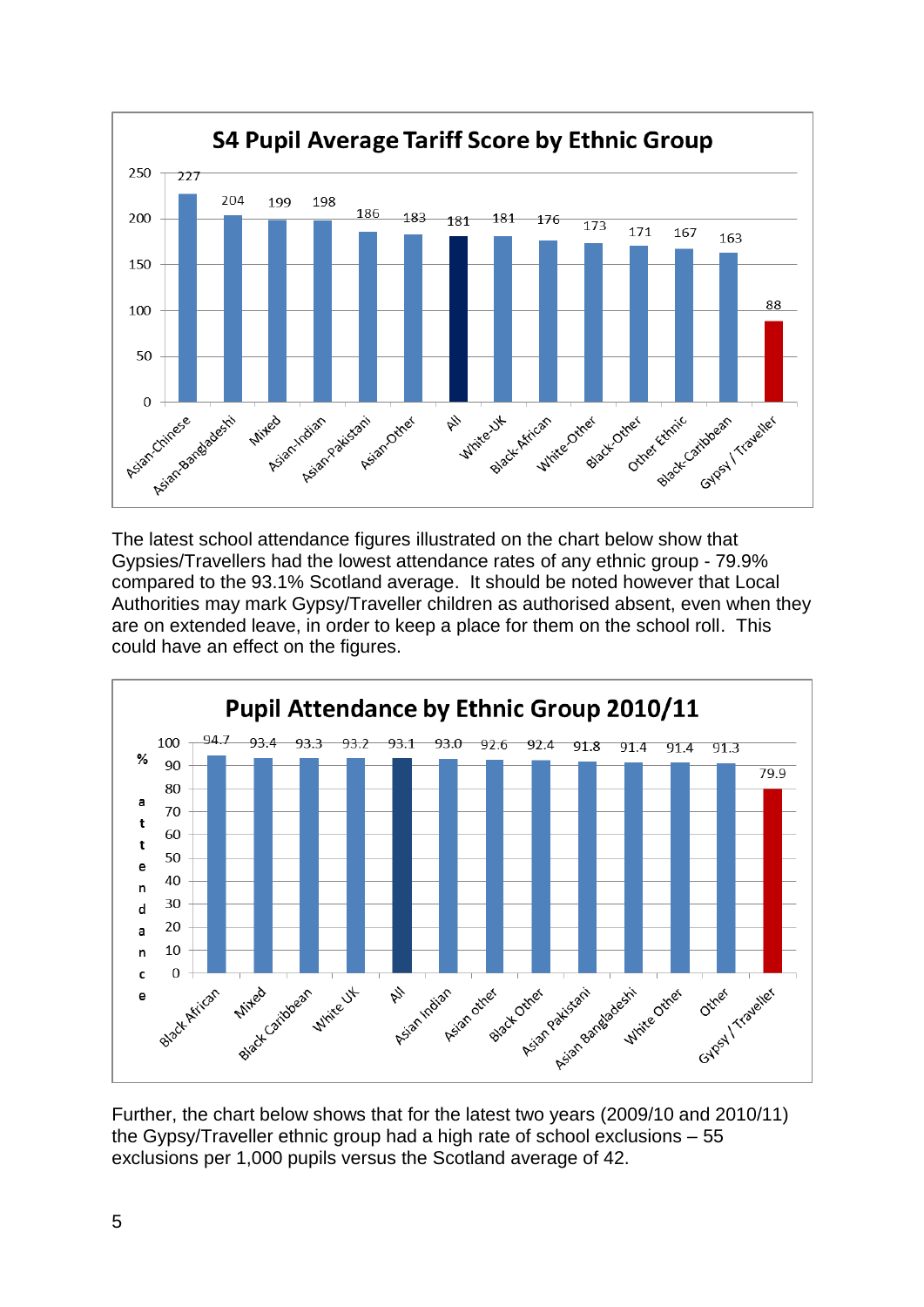S4 Pupil Average Tariff Score by Ethnic Group

250
200
150
100
50
0

227
204
199
198
186
183
181
181
176
173
171
167
163
88

Asian-Chinese
Asian-Bangladeshi
Mixed
Asian-Indian
Asian-Pakistani
Asian-Other
All
White-UK
Black-African
White-Other
Black-Other
Other Ethnic
Black-Caribbean
Gypsy / Traveller

The latest school attendance figures illustrated on the chart below show that Gypsies/Travellers had the lowest attendance rates of any ethnic group - 79.9% compared to the 93.1% Scotland average. It should be noted however that Local Authorities may mark Gypsy/Traveller children as authorised absent, even when they are on extended leave, in order to keep a place for them on the school roll. This could have an effect on the figures.

Pupil Attendance by Ethnic Group 2010/11

% attendance

100
90
80
70
60
50
40
30
20
10
0

94.7
93.4
93.3
93.2
93.1
93.0
92.6
92.4
91.8
91.4
91.4
91.3
79.9

Black African
Mixed
Black Caribbean
White UK
All
Asian Indian
Asian other
Black Other
Asian Pakistani
Asian Bangladeshi
White Other
Other
Gypsy / Traveller

Further, the chart below shows that for the latest two years (2009/10 and 2010/11) the Gypsy/Traveller ethnic group had a high rate of school exclusions – 55 exclusions per 1,000 pupils versus the Scotland average of 42.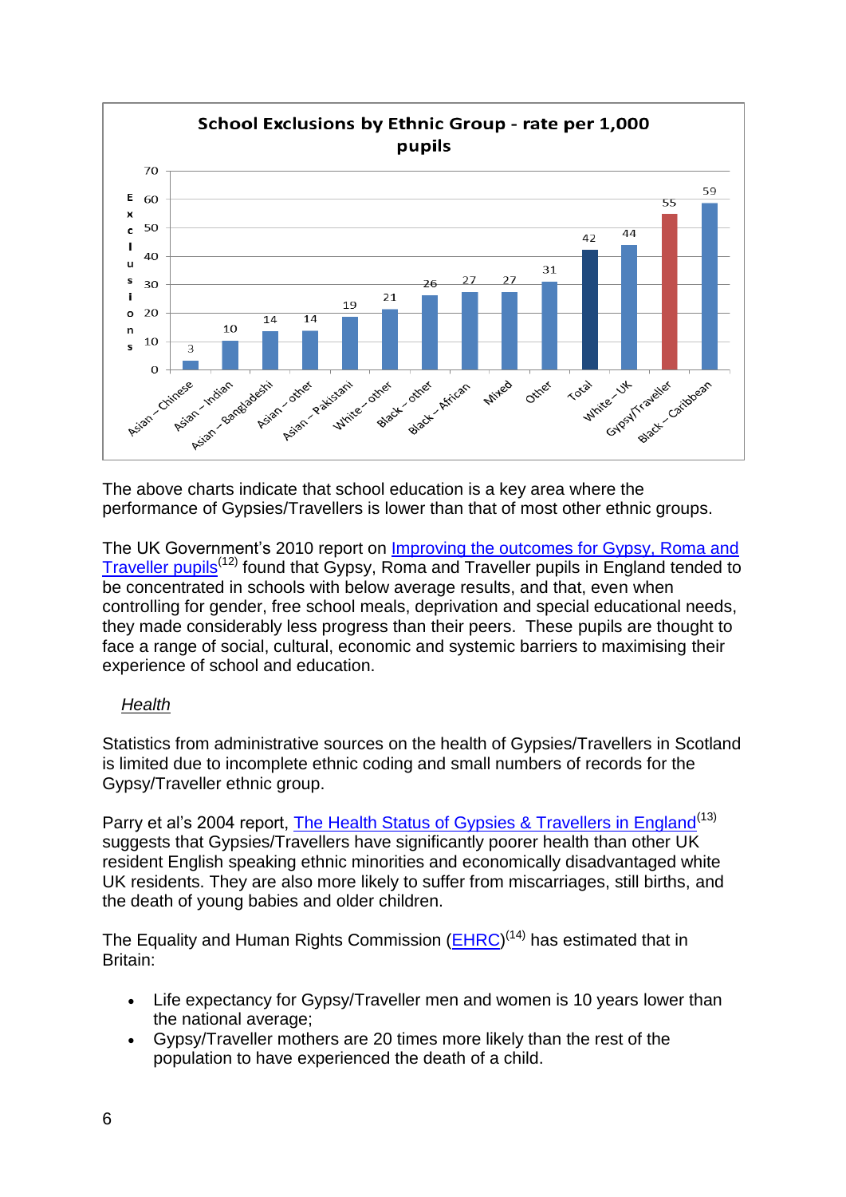School Exclusions by Ethnic Group - rate per 1,000 pupils

Exclusions

70
60
50
40
30
20
10
0

3 10 14 14 19 21 26 27 27 31 42 44 55 59

Asian – Chinese, Asian – Indian, Asian – Bangladeshi, Asian – other, Asian – Pakistani, White – other, Black – other, Black – African, Mixed, Other, Total, White – UK, Gypsy/Traveller, Black – Caribbean

The above charts indicate that school education is a key area where the performance of Gypsies/Travellers is lower than that of most other ethnic groups.

The UK Government's 2010 report on Improving the outcomes for Gypsy, Roma and Traveller pupils[12] found that Gypsy, Roma and Traveller pupils in England tended to be concentrated in schools with below average results, and that, even when controlling for gender, free school meals, deprivation and special educational needs, they made considerably less progress than their peers. These pupils are thought to face a range of social, cultural, economic and systemic barriers to maximising their experience of school and education.

*Health*

Statistics from administrative sources on the health of Gypsies/Travellers in Scotland is limited due to incomplete ethnic coding and small numbers of records for the Gypsy/Traveller ethnic group.

Parry et al's 2004 report, The Health Status of Gypsies & Travellers in England[13] suggests that Gypsies/Travellers have significantly poorer health than other UK resident English speaking ethnic minorities and economically disadvantaged white UK residents. They are also more likely to suffer from miscarriages, still births, and the death of young babies and older children.

The Equality and Human Rights Commission (EHRC)[14] has estimated that in Britain:

- Life expectancy for Gypsy/Traveller men and women is 10 years lower than the national average;
- Gypsy/Traveller mothers are 20 times more likely than the rest of the population to have experienced the death of a child.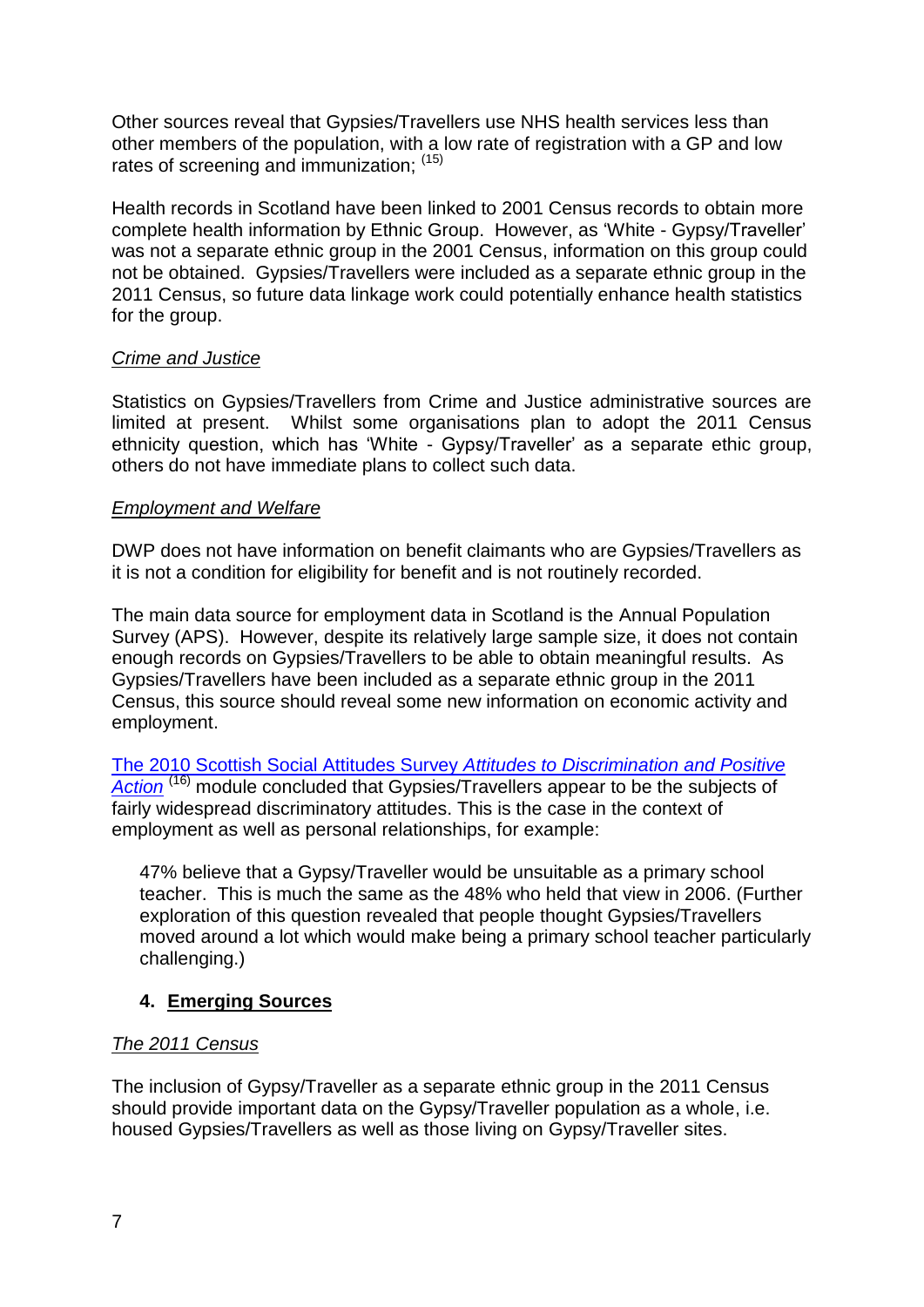Other sources reveal that Gypsies/Travellers use NHS health services less than other members of the population, with a low rate of registration with a GP and low rates of screening and immunization; (15)

Health records in Scotland have been linked to 2001 Census records to obtain more complete health information by Ethnic Group. However, as 'White - Gypsy/Traveller' was not a separate ethnic group in the 2001 Census, information on this group could not be obtained. Gypsies/Travellers were included as a separate ethnic group in the 2011 Census, so future data linkage work could potentially enhance health statistics for the group.

*Crime and Justice*

Statistics on Gypsies/Travellers from Crime and Justice administrative sources are limited at present. Whilst some organisations plan to adopt the 2011 Census ethnicity question, which has 'White - Gypsy/Traveller' as a separate ethic group, others do not have immediate plans to collect such data.

*Employment and Welfare*

DWP does not have information on benefit claimants who are Gypsies/Travellers as it is not a condition for eligibility for benefit and is not routinely recorded.

The main data source for employment data in Scotland is the Annual Population Survey (APS). However, despite its relatively large sample size, it does not contain enough records on Gypsies/Travellers to be able to obtain meaningful results. As Gypsies/Travellers have been included as a separate ethnic group in the 2011 Census, this source should reveal some new information on economic activity and employment.

The 2010 Scottish Social Attitudes Survey *Attitudes to Discrimination and Positive Action* (16) module concluded that Gypsies/Travellers appear to be the subjects of fairly widespread discriminatory attitudes. This is the case in the context of employment as well as personal relationships, for example:

> 47% believe that a Gypsy/Traveller would be unsuitable as a primary school teacher. This is much the same as the 48% who held that view in 2006. (Further exploration of this question revealed that people thought Gypsies/Travellers moved around a lot which would make being a primary school teacher particularly challenging.)

## 4. Emerging Sources

*The 2011 Census*

The inclusion of Gypsy/Traveller as a separate ethnic group in the 2011 Census should provide important data on the Gypsy/Traveller population as a whole, i.e. housed Gypsies/Travellers as well as those living on Gypsy/Traveller sites.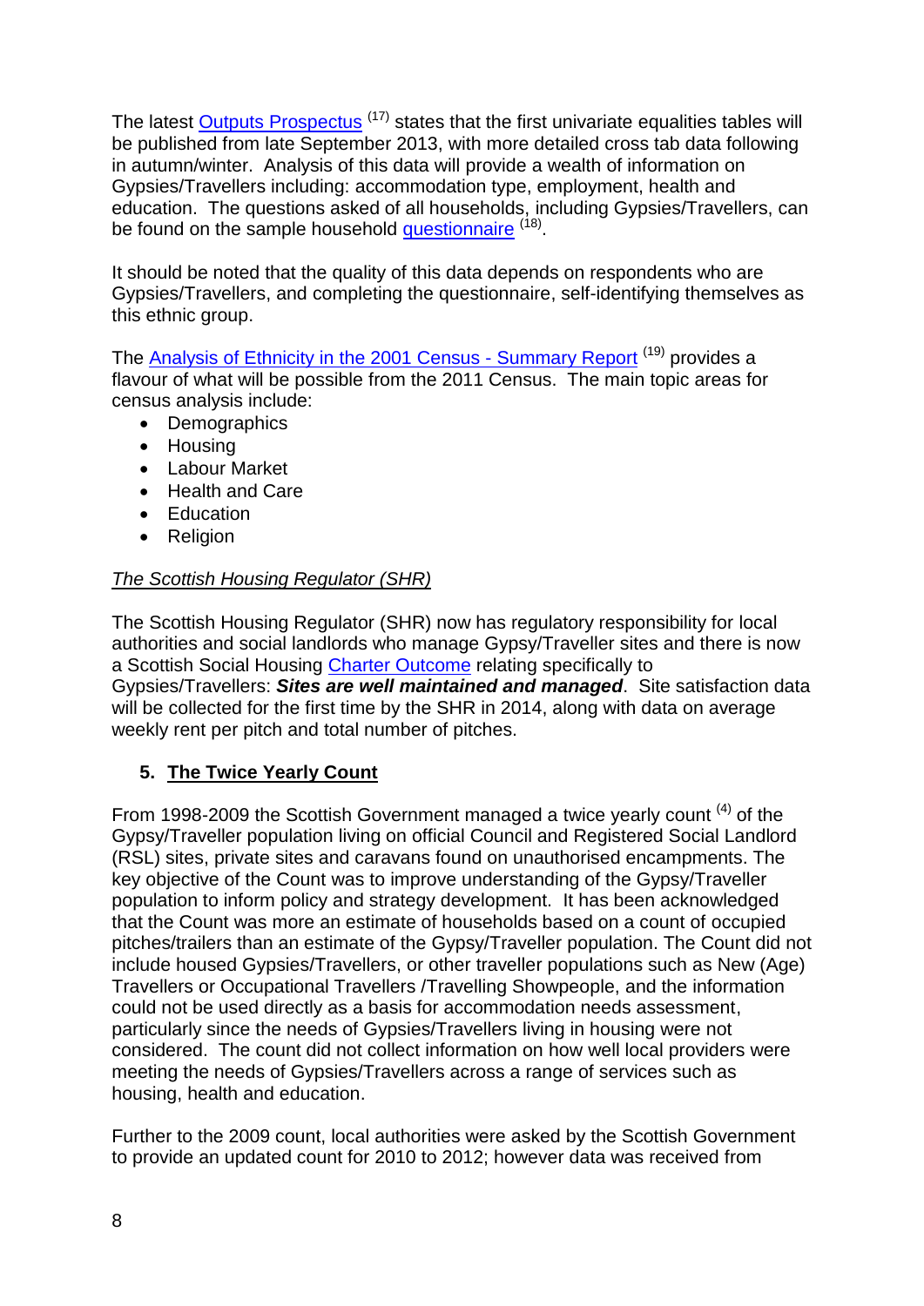The latest Outputs Prospectus [17] states that the first univariate equalities tables will be published from late September 2013, with more detailed cross tab data following in autumn/winter. Analysis of this data will provide a wealth of information on Gypsies/Travellers including: accommodation type, employment, health and education. The questions asked of all households, including Gypsies/Travellers, can be found on the sample household questionnaire [18].

It should be noted that the quality of this data depends on respondents who are Gypsies/Travellers, and completing the questionnaire, self-identifying themselves as this ethnic group.

The Analysis of Ethnicity in the 2001 Census - Summary Report [19] provides a flavour of what will be possible from the 2011 Census. The main topic areas for census analysis include:

- Demographics
- Housing
- Labour Market
- Health and Care
- Education
- Religion

*The Scottish Housing Regulator (SHR)*

The Scottish Housing Regulator (SHR) now has regulatory responsibility for local authorities and social landlords who manage Gypsy/Traveller sites and there is now a Scottish Social Housing Charter Outcome relating specifically to Gypsies/Travellers: ***Sites are well maintained and managed***. Site satisfaction data will be collected for the first time by the SHR in 2014, along with data on average weekly rent per pitch and total number of pitches.

## 5. The Twice Yearly Count

From 1998-2009 the Scottish Government managed a twice yearly count [4] of the Gypsy/Traveller population living on official Council and Registered Social Landlord (RSL) sites, private sites and caravans found on unauthorised encampments. The key objective of the Count was to improve understanding of the Gypsy/Traveller population to inform policy and strategy development. It has been acknowledged that the Count was more an estimate of households based on a count of occupied pitches/trailers than an estimate of the Gypsy/Traveller population. The Count did not include housed Gypsies/Travellers, or other traveller populations such as New (Age) Travellers or Occupational Travellers /Travelling Showpeople, and the information could not be used directly as a basis for accommodation needs assessment, particularly since the needs of Gypsies/Travellers living in housing were not considered. The count did not collect information on how well local providers were meeting the needs of Gypsies/Travellers across a range of services such as housing, health and education.

Further to the 2009 count, local authorities were asked by the Scottish Government to provide an updated count for 2010 to 2012; however data was received from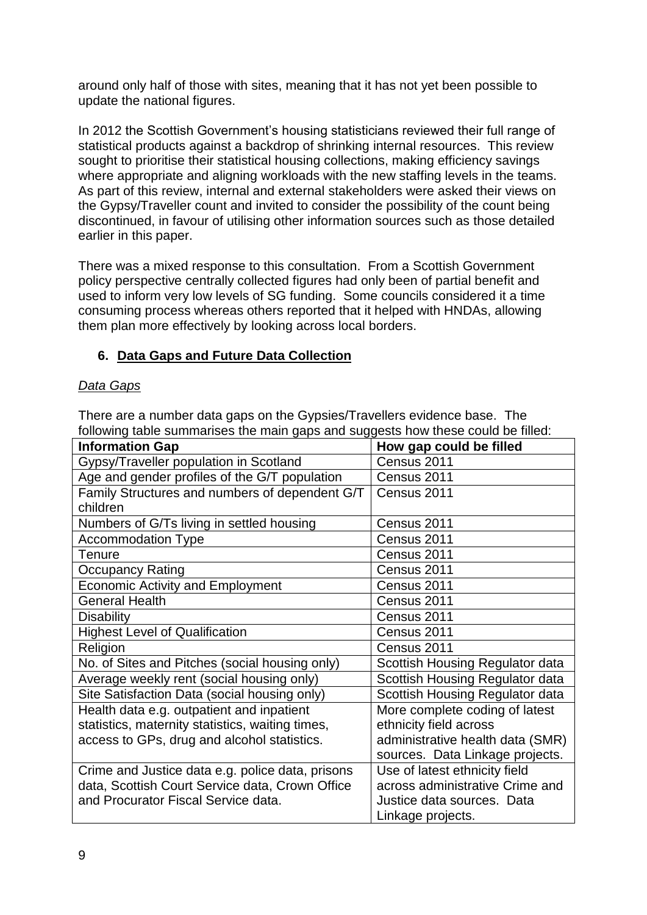around only half of those with sites, meaning that it has not yet been possible to update the national figures.

In 2012 the Scottish Government's housing statisticians reviewed their full range of statistical products against a backdrop of shrinking internal resources. This review sought to prioritise their statistical housing collections, making efficiency savings where appropriate and aligning workloads with the new staffing levels in the teams. As part of this review, internal and external stakeholders were asked their views on the Gypsy/Traveller count and invited to consider the possibility of the count being discontinued, in favour of utilising other information sources such as those detailed earlier in this paper.

There was a mixed response to this consultation. From a Scottish Government policy perspective centrally collected figures had only been of partial benefit and used to inform very low levels of SG funding. Some councils considered it a time consuming process whereas others reported that it helped with HNDAs, allowing them plan more effectively by looking across local borders.

## 6. Data Gaps and Future Data Collection

*Data Gaps*

There are a number data gaps on the Gypsies/Travellers evidence base. The following table summarises the main gaps and suggests how these could be filled:

| Information Gap | How gap could be filled |
|---|---|
| Gypsy/Traveller population in Scotland | Census 2011 |
| Age and gender profiles of the G/T population | Census 2011 |
| Family Structures and numbers of dependent G/T children | Census 2011 |
| Numbers of G/Ts living in settled housing | Census 2011 |
| Accommodation Type | Census 2011 |
| Tenure | Census 2011 |
| Occupancy Rating | Census 2011 |
| Economic Activity and Employment | Census 2011 |
| General Health | Census 2011 |
| Disability | Census 2011 |
| Highest Level of Qualification | Census 2011 |
| Religion | Census 2011 |
| No. of Sites and Pitches (social housing only) | Scottish Housing Regulator data |
| Average weekly rent (social housing only) | Scottish Housing Regulator data |
| Site Satisfaction Data (social housing only) | Scottish Housing Regulator data |
| Health data e.g. outpatient and inpatient statistics, maternity statistics, waiting times, access to GPs, drug and alcohol statistics. | More complete coding of latest ethnicity field across administrative health data (SMR) sources. Data Linkage projects. |
| Crime and Justice data e.g. police data, prisons data, Scottish Court Service data, Crown Office and Procurator Fiscal Service data. | Use of latest ethnicity field across administrative Crime and Justice data sources. Data Linkage projects. |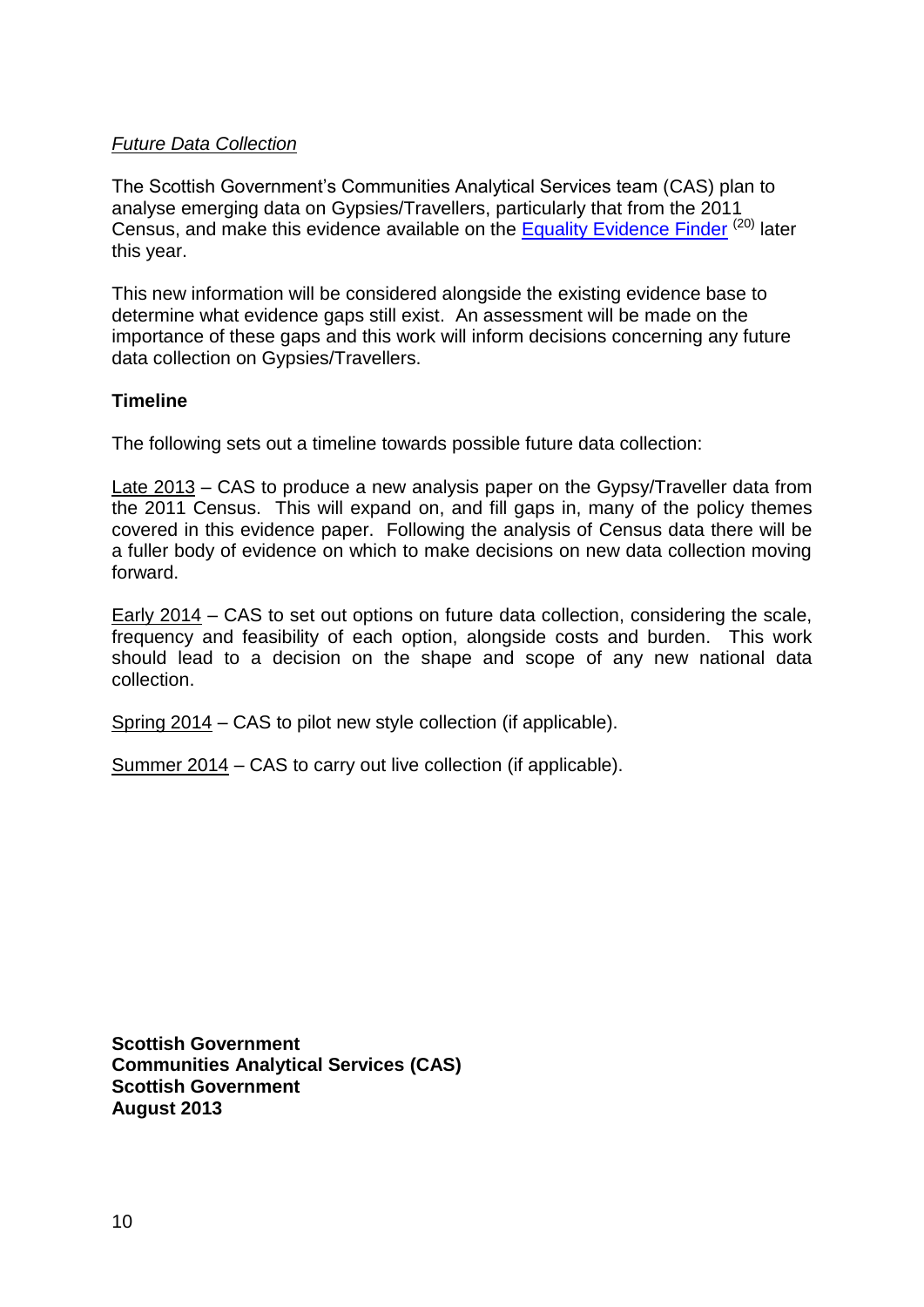*Future Data Collection*

The Scottish Government's Communities Analytical Services team (CAS) plan to analyse emerging data on Gypsies/Travellers, particularly that from the 2011 Census, and make this evidence available on the Equality Evidence Finder [20] later this year.

This new information will be considered alongside the existing evidence base to determine what evidence gaps still exist. An assessment will be made on the importance of these gaps and this work will inform decisions concerning any future data collection on Gypsies/Travellers.

**Timeline**

The following sets out a timeline towards possible future data collection:

Late 2013 – CAS to produce a new analysis paper on the Gypsy/Traveller data from the 2011 Census. This will expand on, and fill gaps in, many of the policy themes covered in this evidence paper. Following the analysis of Census data there will be a fuller body of evidence on which to make decisions on new data collection moving forward.

Early 2014 – CAS to set out options on future data collection, considering the scale, frequency and feasibility of each option, alongside costs and burden. This work should lead to a decision on the shape and scope of any new national data collection.

Spring 2014 – CAS to pilot new style collection (if applicable).

Summer 2014 – CAS to carry out live collection (if applicable).

**Scottish Government**
**Communities Analytical Services (CAS)**
**Scottish Government**
**August 2013**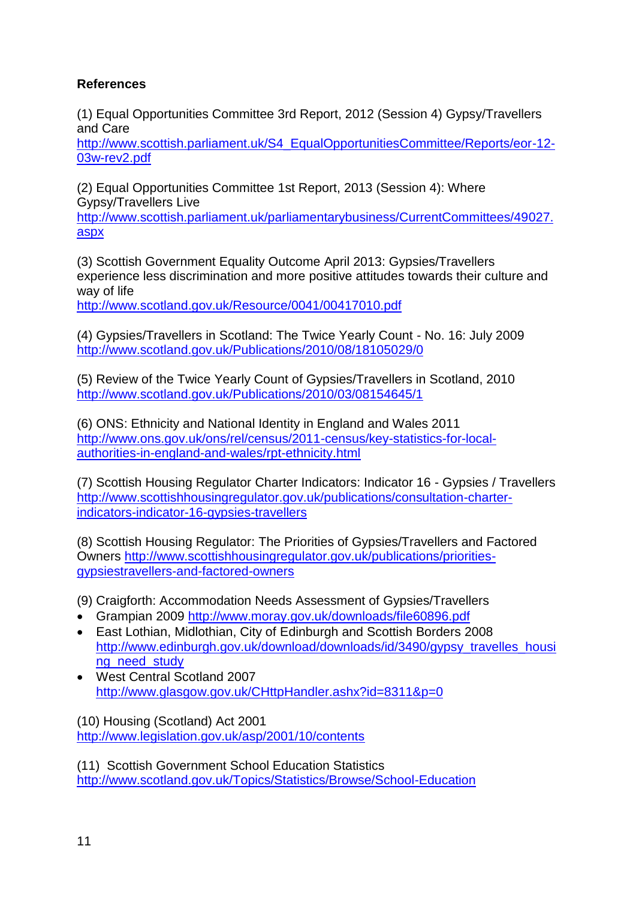**References**

(1) Equal Opportunities Committee 3rd Report, 2012 (Session 4) Gypsy/Travellers and Care
http://www.scottish.parliament.uk/S4_EqualOpportunitiesCommittee/Reports/eor-12-03w-rev2.pdf

(2) Equal Opportunities Committee 1st Report, 2013 (Session 4): Where Gypsy/Travellers Live
http://www.scottish.parliament.uk/parliamentarybusiness/CurrentCommittees/49027.aspx

(3) Scottish Government Equality Outcome April 2013: Gypsies/Travellers experience less discrimination and more positive attitudes towards their culture and way of life
http://www.scotland.gov.uk/Resource/0041/00417010.pdf

(4) Gypsies/Travellers in Scotland: The Twice Yearly Count - No. 16: July 2009
http://www.scotland.gov.uk/Publications/2010/08/18105029/0

(5) Review of the Twice Yearly Count of Gypsies/Travellers in Scotland, 2010
http://www.scotland.gov.uk/Publications/2010/03/08154645/1

(6) ONS: Ethnicity and National Identity in England and Wales 2011
http://www.ons.gov.uk/ons/rel/census/2011-census/key-statistics-for-local-authorities-in-england-and-wales/rpt-ethnicity.html

(7) Scottish Housing Regulator Charter Indicators: Indicator 16 - Gypsies / Travellers
http://www.scottishhousingregulator.gov.uk/publications/consultation-charter-indicators-indicator-16-gypsies-travellers

(8) Scottish Housing Regulator: The Priorities of Gypsies/Travellers and Factored Owners http://www.scottishhousingregulator.gov.uk/publications/priorities-gypsiestravellers-and-factored-owners

(9) Craigforth: Accommodation Needs Assessment of Gypsies/Travellers

- Grampian 2009 http://www.moray.gov.uk/downloads/file60896.pdf
- East Lothian, Midlothian, City of Edinburgh and Scottish Borders 2008 http://www.edinburgh.gov.uk/download/downloads/id/3490/gypsy_travelles_housing_need_study
- West Central Scotland 2007 http://www.glasgow.gov.uk/CHttpHandler.ashx?id=8311&p=0

(10) Housing (Scotland) Act 2001
http://www.legislation.gov.uk/asp/2001/10/contents

(11) Scottish Government School Education Statistics
http://www.scotland.gov.uk/Topics/Statistics/Browse/School-Education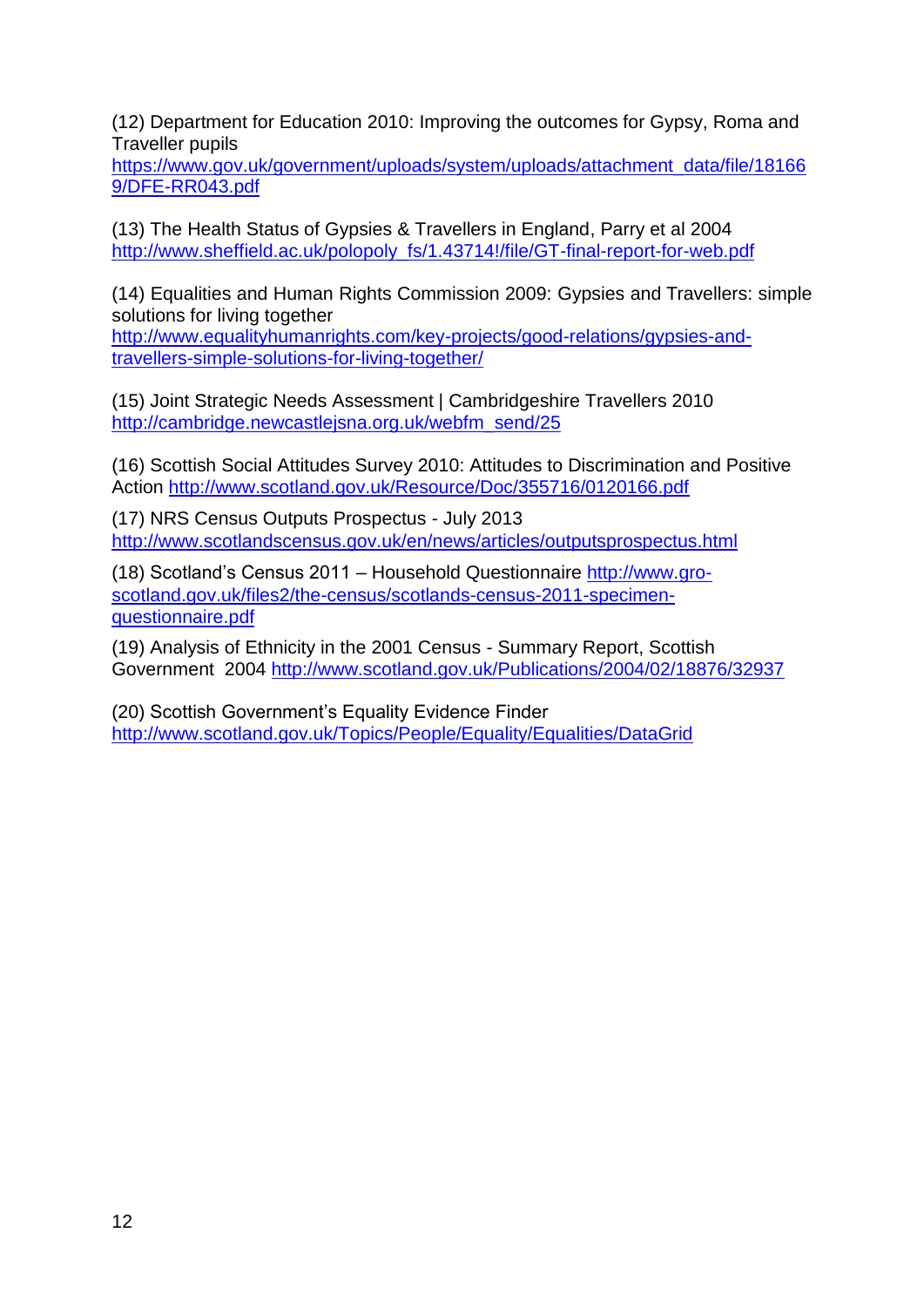(12) Department for Education 2010: Improving the outcomes for Gypsy, Roma and Traveller pupils
https://www.gov.uk/government/uploads/system/uploads/attachment_data/file/181669/DFE-RR043.pdf

(13) The Health Status of Gypsies & Travellers in England, Parry et al 2004
http://www.sheffield.ac.uk/polopoly_fs/1.43714!/file/GT-final-report-for-web.pdf

(14) Equalities and Human Rights Commission 2009: Gypsies and Travellers: simple solutions for living together
http://www.equalityhumanrights.com/key-projects/good-relations/gypsies-and-travellers-simple-solutions-for-living-together/

(15) Joint Strategic Needs Assessment | Cambridgeshire Travellers 2010
http://cambridge.newcastlejsna.org.uk/webfm_send/25

(16) Scottish Social Attitudes Survey 2010: Attitudes to Discrimination and Positive Action http://www.scotland.gov.uk/Resource/Doc/355716/0120166.pdf

(17) NRS Census Outputs Prospectus - July 2013
http://www.scotlandscensus.gov.uk/en/news/articles/outputsprospectus.html

(18) Scotland's Census 2011 – Household Questionnaire http://www.gro-scotland.gov.uk/files2/the-census/scotlands-census-2011-specimen-questionnaire.pdf

(19) Analysis of Ethnicity in the 2001 Census - Summary Report, Scottish Government 2004 http://www.scotland.gov.uk/Publications/2004/02/18876/32937

(20) Scottish Government's Equality Evidence Finder
http://www.scotland.gov.uk/Topics/People/Equality/Equalities/DataGrid